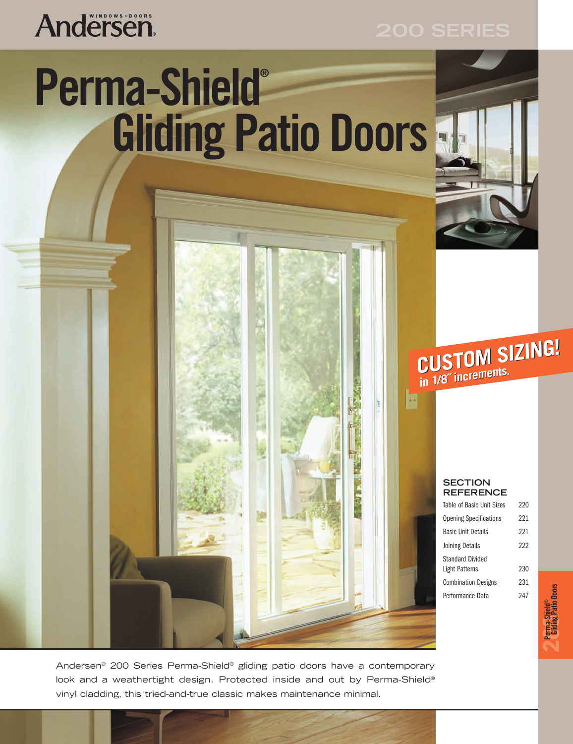Andersen WINDOWS • DOORS

200 SERIES

# Perma-Shield® Gliding Patio Doors

**CUSTOM SIZING!**
*in 1/8″ increments.*

## SECTION REFERENCE

| | |
|---|---|
| Table of Basic Unit Sizes | 220 |
| Opening Specifications | 221 |
| Basic Unit Details | 221 |
| Joining Details | 222 |
| Standard Divided Light Patterns | 230 |
| Combination Designs | 231 |
| Performance Data | 247 |

Andersen® 200 Series Perma-Shield® gliding patio doors have a contemporary look and a weathertight design. Protected inside and out by Perma-Shield® vinyl cladding, this tried-and-true classic makes maintenance minimal.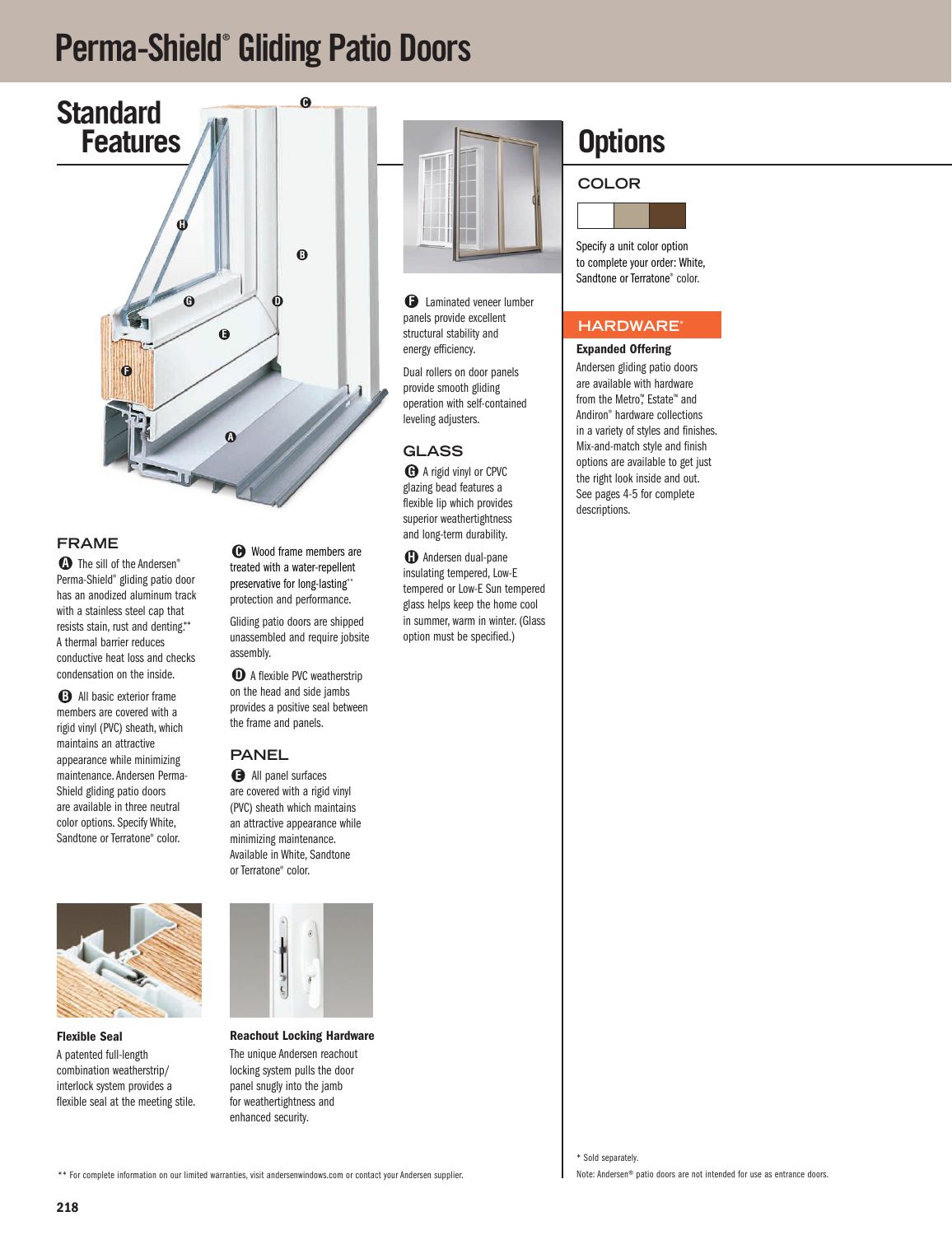# Perma-Shield® Gliding Patio Doors

## Standard Features

### FRAME

**A** The sill of the Andersen® Perma-Shield® gliding patio door has an anodized aluminum track with a stainless steel cap that resists stain, rust and denting.** A thermal barrier reduces conductive heat loss and checks condensation on the inside.

**B** All basic exterior frame members are covered with a rigid vinyl (PVC) sheath, which maintains an attractive appearance while minimizing maintenance. Andersen Perma-Shield gliding patio doors are available in three neutral color options. Specify White, Sandstone or Terratone® color.

**C** Wood frame members are treated with a water-repellent preservative for long-lasting** protection and performance.

Gliding patio doors are shipped unassembled and require jobsite assembly.

**D** A flexible PVC weatherstrip on the head and side jambs provides a positive seal between the frame and panels.

### PANEL

**E** All panel surfaces are covered with a rigid vinyl (PVC) sheath which maintains an attractive appearance while minimizing maintenance. Available in White, Sandtone or Terratone® color.

**F** Laminated veneer lumber panels provide excellent structural stability and energy efficiency.

Dual rollers on door panels provide smooth gliding operation with self-contained leveling adjusters.

### GLASS

**G** A rigid vinyl or CPVC glazing bead features a flexible lip which provides superior weathertightness and long-term durability.

**H** Andersen dual-pane insulating tempered, Low-E tempered or Low-E Sun tempered glass helps keep the home cool in summer, warm in winter. (Glass option must be specified.)

**Flexible Seal**

A patented full-length combination weatherstrip/interlock system provides a flexible seal at the meeting stile.

**Reachout Locking Hardware**

The unique Andersen reachout locking system pulls the door panel snugly into the jamb for weathertightness and enhanced security.

## Options

### COLOR

Specify a unit color option to complete your order: White, Sandtone or Terratone® color.

### HARDWARE*

**Expanded Offering**

Andersen gliding patio doors are available with hardware from the Metro™, Estate™ and Andiron® hardware collections in a variety of styles and finishes. Mix-and-match style and finish options are available to get just the right look inside and out. See pages 4-5 for complete descriptions.

\** For complete information on our limited warranties, visit andersenwindows.com or contact your Andersen supplier.

\* Sold separately.

Note: Andersen® patio doors are not intended for use as entrance doors.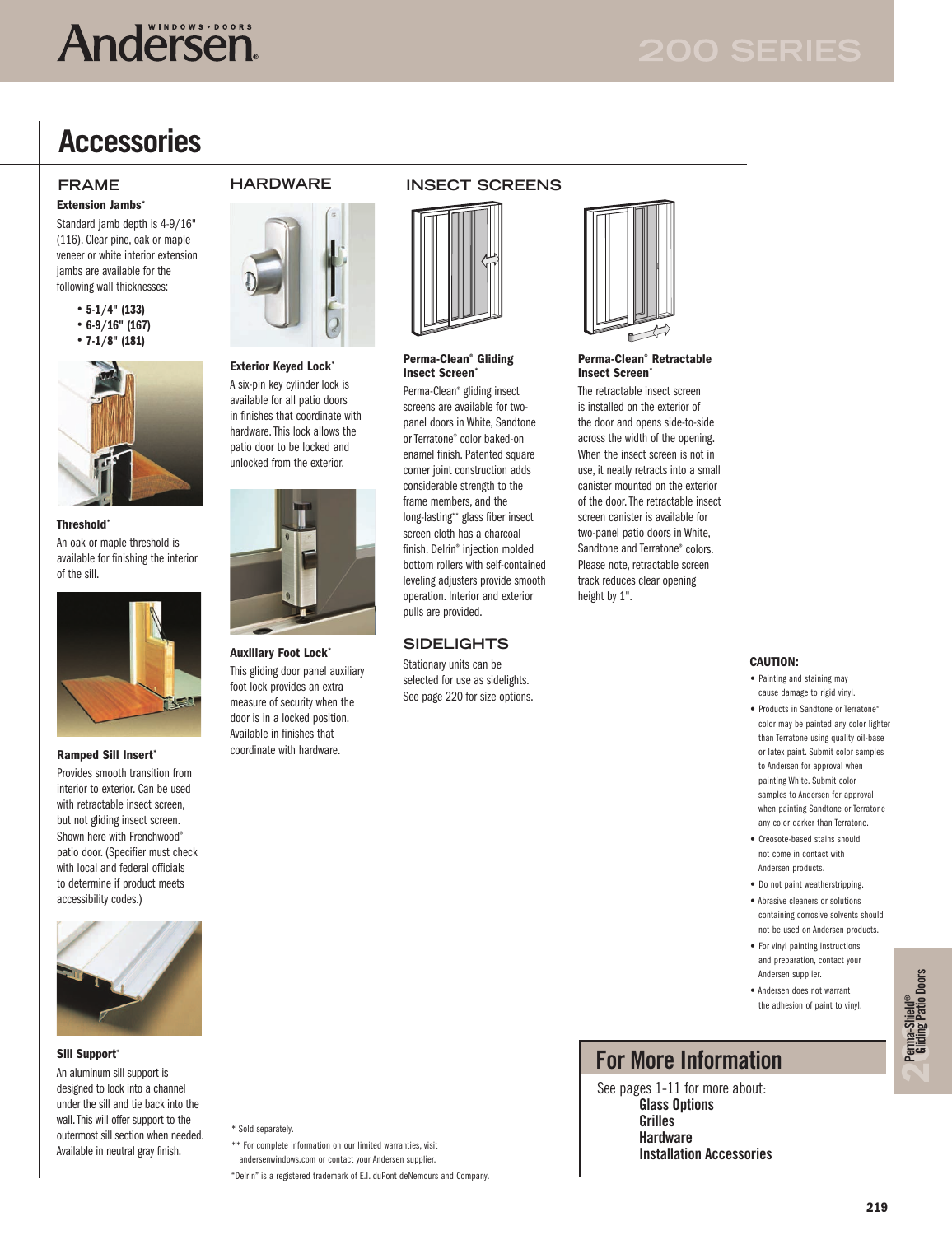# Accessories

## FRAME

**Extension Jambs***

Standard jamb depth is 4-9/16" (116). Clear pine, oak or maple veneer or white interior extension jambs are available for the following wall thicknesses:

- **5-1/4" (133)**
- **6-9/16" (167)**
- **7-1/8" (181)**

**Threshold***

An oak or maple threshold is available for finishing the interior of the sill.

**Ramped Sill Insert***

Provides smooth transition from interior to exterior. Can be used with retractable insect screen, but not gliding insect screen. Shown here with Frenchwood® patio door. (Specifier must check with local and federal officials to determine if product meets accessibility codes.)

**Sill Support***

An aluminum sill support is designed to lock into a channel under the sill and tie back into the wall. This will offer support to the outermost sill section when needed. Available in neutral gray finish.

## HARDWARE

**Exterior Keyed Lock***

A six-pin key cylinder lock is available for all patio doors in finishes that coordinate with hardware. This lock allows the patio door to be locked and unlocked from the exterior.

**Auxiliary Foot Lock***

This gliding door panel auxiliary foot lock provides an extra measure of security when the door is in a locked position. Available in finishes that coordinate with hardware.

## INSECT SCREENS

**Perma-Clean® Gliding Insect Screen***

Perma-Clean® gliding insect screens are available for two-panel doors in White, Sandtone or Terratone® color baked-on enamel finish. Patented square corner joint construction adds considerable strength to the frame members, and the long-lasting** glass fiber insect screen cloth has a charcoal finish. Delrin® injection molded bottom rollers with self-contained leveling adjusters provide smooth operation. Interior and exterior pulls are provided.

**Perma-Clean® Retractable Insect Screen***

The retractable insect screen is installed on the exterior of the door and opens side-to-side across the width of the opening. When the insect screen is not in use, it neatly retracts into a small canister mounted on the exterior of the door. The retractable insect screen canister is available for two-panel patio doors in White, Sandtone and Terratone® colors. Please note, retractable screen track reduces clear opening height by 1".

## SIDELIGHTS

Stationary units can be selected for use as sidelights. See page 220 for size options.

**CAUTION:**

- Painting and staining may cause damage to rigid vinyl.
- Products in Sandtone or Terratone® color may be painted any color lighter than Terratone using quality oil-base or latex paint. Submit color samples to Andersen for approval when painting White. Submit color samples to Andersen for approval when painting Sandtone or Terratone any color darker than Terratone.
- Creosote-based stains should not come in contact with Andersen products.
- Do not paint weatherstripping.
- Abrasive cleaners or solutions containing corrosive solvents should not be used on Andersen products.
- For vinyl painting instructions and preparation, contact your Andersen supplier.
- Andersen does not warrant the adhesion of paint to vinyl.

## For More Information

See pages 1-11 for more about:

**Glass Options**
**Grilles**
**Hardware**
**Installation Accessories**

\* Sold separately.

\*\* For complete information on our limited warranties, visit andersenwindows.com or contact your Andersen supplier.

"Delrin" is a registered trademark of E.I. duPont deNemours and Company.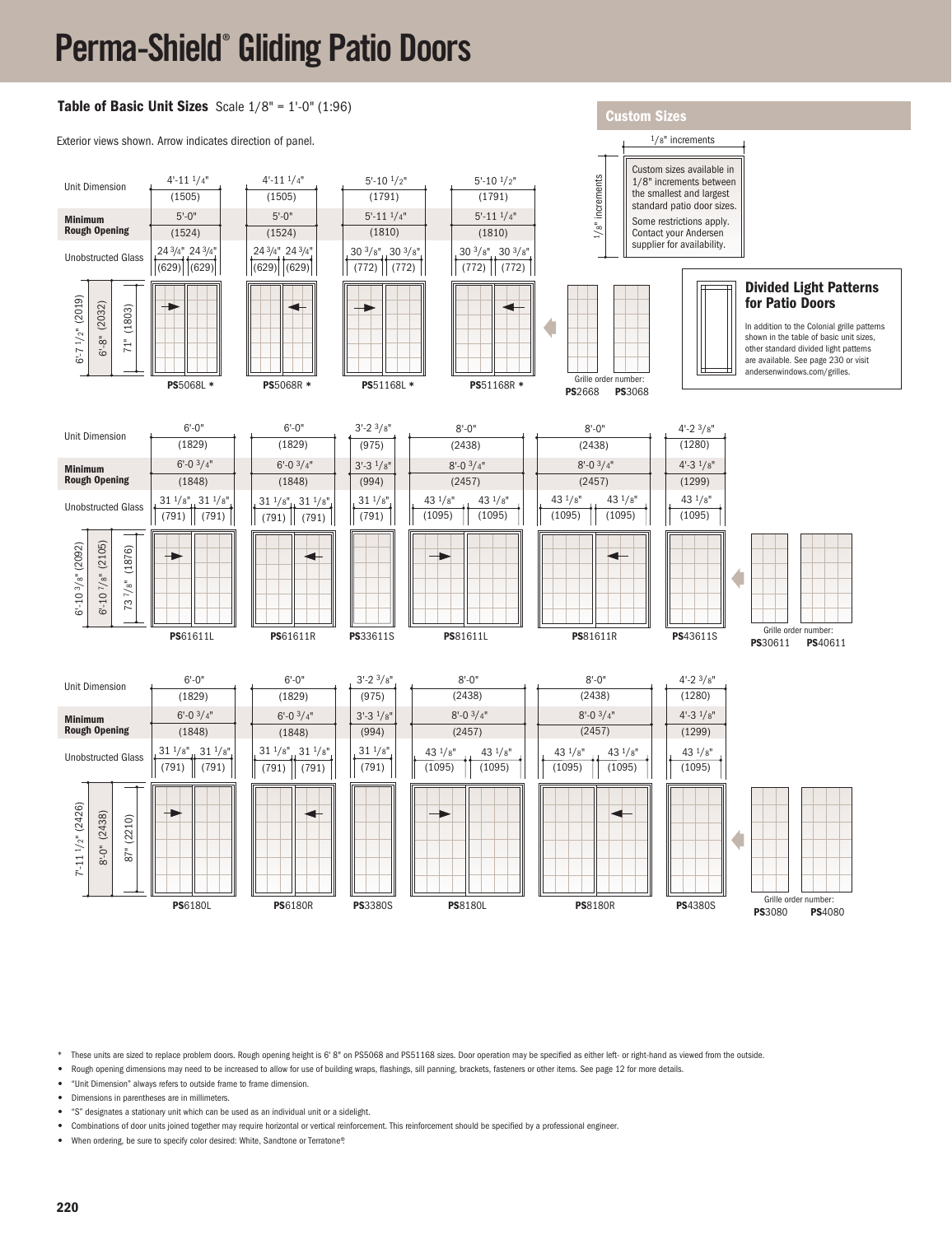# Perma-Shield® Gliding Patio Doors

## Table of Basic Unit Sizes

Scale 1/8" = 1'-0" (1:96)

Exterior views shown. Arrow indicates direction of panel.

**Height: 6'-7 1/2" (2019) unit; 6'-8" (2032) rough opening; 71" (1803) unobstructed glass**

| | PS5068L * | PS5068R * | PS51168L * | PS51168R * |
|---|---|---|---|---|
| Unit Dimension | 4'-11 1/4" (1505) | 4'-11 1/4" (1505) | 5'-10 1/2" (1791) | 5'-10 1/2" (1791) |
| **Minimum Rough Opening** | 5'-0" (1524) | 5'-0" (1524) | 5'-11 1/4" (1810) | 5'-11 1/4" (1810) |
| Unobstructed Glass | 24 3/4" (629) / 24 3/4" (629) | 24 3/4" (629) / 24 3/4" (629) | 30 3/8" (772) / 30 3/8" (772) | 30 3/8" (772) / 30 3/8" (772) |

Grille order number: **PS**2668 **PS**3068

**Height: 6'-10 3/8" (2092) unit; 6'-10 7/8" (2105) rough opening; 73 7/8" (1876) unobstructed glass**

| | PS61611L | PS61611R | PS33611S | PS81611L | PS81611R | PS43611S |
|---|---|---|---|---|---|---|
| Unit Dimension | 6'-0" (1829) | 6'-0" (1829) | 3'-2 3/8" (975) | 8'-0" (2438) | 8'-0" (2438) | 4'-2 3/8" (1280) |
| **Minimum Rough Opening** | 6'-0 3/4" (1848) | 6'-0 3/4" (1848) | 3'-3 1/8" (994) | 8'-0 3/4" (2457) | 8'-0 3/4" (2457) | 4'-3 1/8" (1299) |
| Unobstructed Glass | 31 1/8" (791) / 31 1/8" (791) | 31 1/8" (791) / 31 1/8" (791) | 31 1/8" (791) | 43 1/8" (1095) / 43 1/8" (1095) | 43 1/8" (1095) / 43 1/8" (1095) | 43 1/8" (1095) |

Grille order number: **PS**30611 **PS**40611

**Height: 7'-11 1/2" (2426) unit; 8'-0" (2438) rough opening; 87" (2210) unobstructed glass**

| | PS6180L | PS6180R | PS3380S | PS8180L | PS8180R | PS4380S |
|---|---|---|---|---|---|---|
| Unit Dimension | 6'-0" (1829) | 6'-0" (1829) | 3'-2 3/8" (975) | 8'-0" (2438) | 8'-0" (2438) | 4'-2 3/8" (1280) |
| **Minimum Rough Opening** | 6'-0 3/4" (1848) | 6'-0 3/4" (1848) | 3'-3 1/8" (994) | 8'-0 3/4" (2457) | 8'-0 3/4" (2457) | 4'-3 1/8" (1299) |
| Unobstructed Glass | 31 1/8" (791) / 31 1/8" (791) | 31 1/8" (791) / 31 1/8" (791) | 31 1/8" (791) | 43 1/8" (1095) / 43 1/8" (1095) | 43 1/8" (1095) / 43 1/8" (1095) | 43 1/8" (1095) |

Grille order number: **PS**3080 **PS**4080

## Custom Sizes

1/8" increments

Custom sizes available in 1/8" increments between the smallest and largest standard patio door sizes.

Some restrictions apply. Contact your Andersen supplier for availability.

## Divided Light Patterns for Patio Doors

In addition to the Colonial grille patterns shown in the table of basic unit sizes, other standard divided light patterns are available. See page 230 or visit andersenwindows.com/grilles.

---

* These units are sized to replace problem doors. Rough opening height is 6' 8" on PS5068 and PS51168 sizes. Door operation may be specified as either left- or right-hand as viewed from the outside.
- Rough opening dimensions may need to be increased to allow for use of building wraps, flashings, sill panning, brackets, fasteners or other items. See page 12 for more details.
- "Unit Dimension" always refers to outside frame to frame dimension.
- Dimensions in parentheses are in millimeters.
- "S" designates a stationary unit which can be used as an individual unit or a sidelight.
- Combinations of door units joined together may require horizontal or vertical reinforcement. This reinforcement should be specified by a professional engineer.
- When ordering, be sure to specify color desired: White, Sandtone or Terratone®.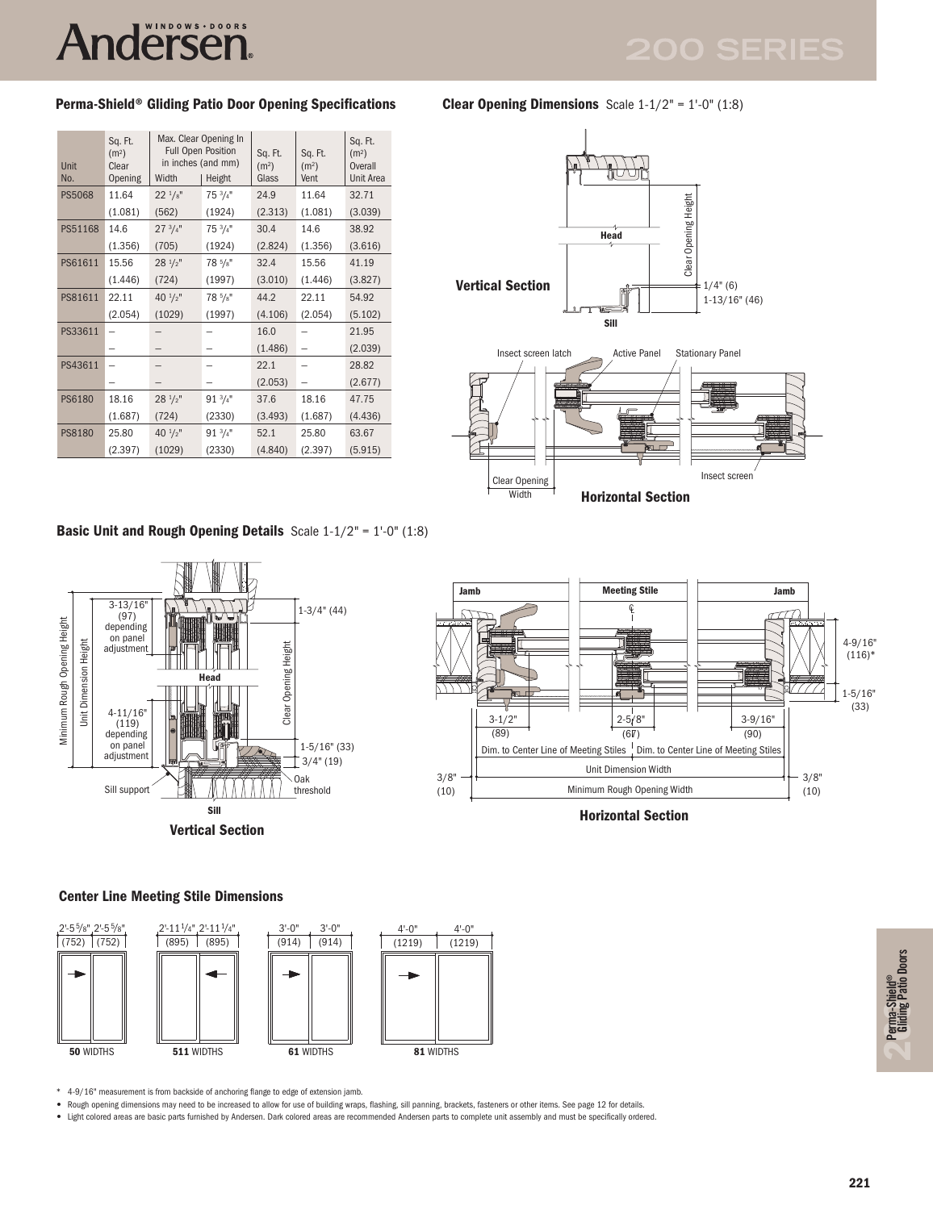## Perma-Shield® Gliding Patio Door Opening Specifications

| Unit No. | Sq. Ft. (m²) Clear Opening | Max. Clear Opening In Full Open Position in inches (and mm) Width | Height | Sq. Ft. (m²) Glass | Sq. Ft. (m²) Vent | Sq. Ft. (m²) Overall Unit Area |
|---|---|---|---|---|---|---|
| PS5068 | 11.64 (1.081) | 22 1/8" (562) | 75 3/4" (1924) | 24.9 (2.313) | 11.64 (1.081) | 32.71 (3.039) |
| PS51168 | 14.6 (1.356) | 27 3/4" (705) | 75 3/4" (1924) | 30.4 (2.824) | 14.6 (1.356) | 38.92 (3.616) |
| PS61611 | 15.56 (1.446) | 28 1/2" (724) | 78 5/8" (1997) | 32.4 (3.010) | 15.56 (1.446) | 41.19 (3.827) |
| PS81611 | 22.11 (2.054) | 40 1/2" (1029) | 78 5/8" (1997) | 44.2 (4.106) | 22.11 (2.054) | 54.92 (5.102) |
| PS33611 | – | – | – | 16.0 (1.486) | – | 21.95 (2.039) |
| PS43611 | – | – | – | 22.1 (2.053) | – | 28.82 (2.677) |
| PS6180 | 18.16 (1.687) | 28 1/2" (724) | 91 3/4" (2330) | 37.6 (3.493) | 18.16 (1.687) | 47.75 (4.436) |
| PS8180 | 25.80 (2.397) | 40 1/2" (1029) | 91 3/4" (2330) | 52.1 (4.840) | 25.80 (2.397) | 63.67 (5.915) |

## Clear Opening Dimensions Scale 1-1/2" = 1'-0" (1:8)

Vertical Section

Head, Sill, Clear Opening Height, 1/4" (6), 1-13/16" (46)

Horizontal Section

Insect screen latch, Active Panel, Stationary Panel, Clear Opening Width, Insect screen

## Basic Unit and Rough Opening Details Scale 1-1/2" = 1'-0" (1:8)

Vertical Section

Minimum Rough Opening Height, Unit Dimension Height, 3-13/16" (97) depending on panel adjustment, Head, 4-11/16" (119) depending on panel adjustment, Sill support, Sill, Clear Opening Height, 1-3/4" (44), 1-5/16" (33), 3/4" (19), Oak threshold

Horizontal Section

Jamb, Meeting Stile, Jamb, 3-1/2" (89), 2-5/8" (67), 3-9/16" (90), Dim. to Center Line of Meeting Stiles, Dim. to Center Line of Meeting Stiles, Unit Dimension Width, Minimum Rough Opening Width, 3/8" (10), 3/8" (10), 4-9/16" (116)*, 1-5/16" (33)

## Center Line Meeting Stile Dimensions

- **50** WIDTHS: 2'-5 5/8" (752) | 2'-5 5/8" (752)
- **511** WIDTHS: 2'-11 1/4" (895) | 2'-11 1/4" (895)
- **61** WIDTHS: 3'-0" (914) | 3'-0" (914)
- **81** WIDTHS: 4'-0" (1219) | 4'-0" (1219)

\* 4-9/16" measurement is from backside of anchoring flange to edge of extension jamb.

- Rough opening dimensions may need to be increased to allow for use of building wraps, flashing, sill panning, brackets, fasteners or other items. See page 12 for details.
- Light colored areas are basic parts furnished by Andersen. Dark colored areas are recommended Andersen parts to complete unit assembly and must be specifically ordered.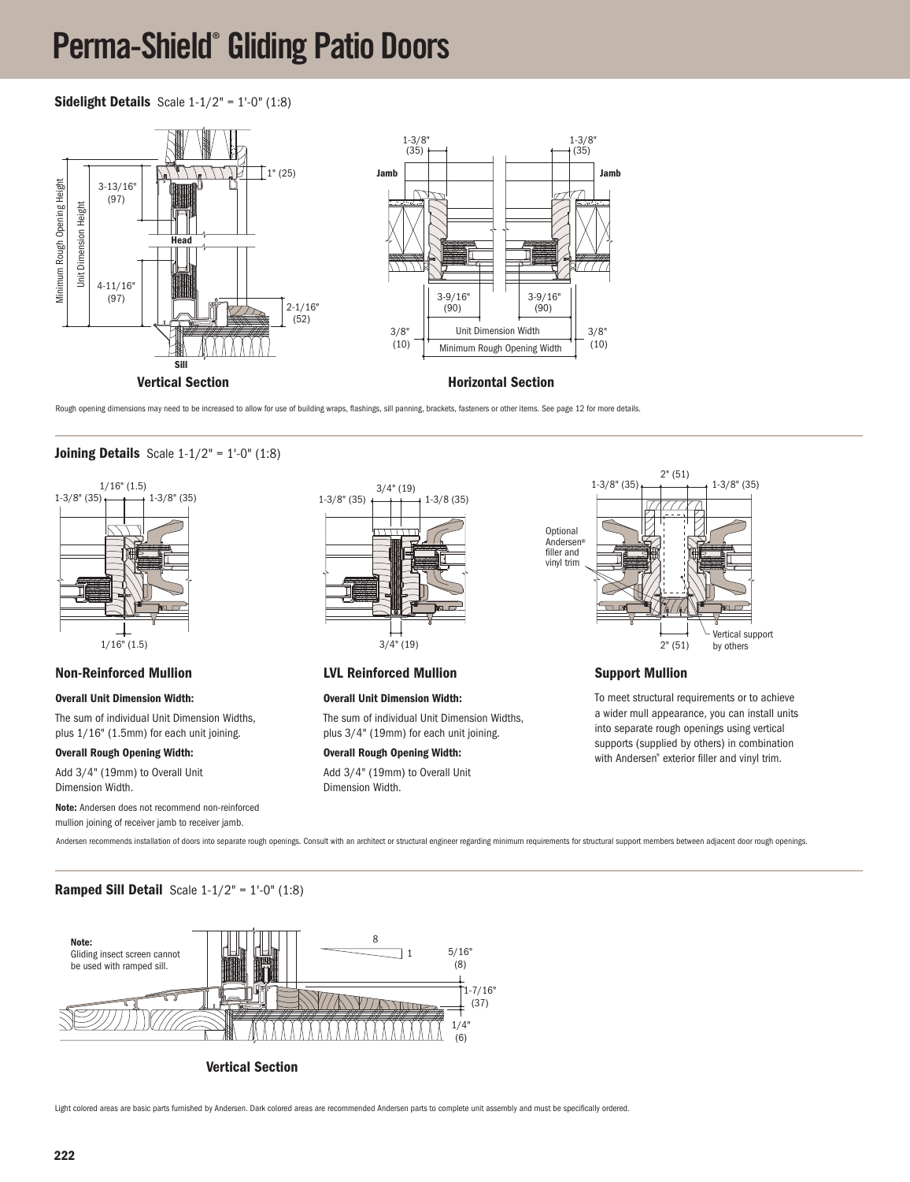# Perma-Shield® Gliding Patio Doors

## Sidelight Details Scale 1-1/2" = 1'-0" (1:8)

Minimum Rough Opening Height
Unit Dimension Height
3-13/16" (97)
1" (25)
Head
4-11/16" (97)
2-1/16" (52)
Sill

**Vertical Section**

1-3/8" (35)
1-3/8" (35)
Jamb
Jamb
3-9/16" (90)
3-9/16" (90)
3/8" (10)
Unit Dimension Width
3/8" (10)
Minimum Rough Opening Width

**Horizontal Section**

Rough opening dimensions may need to be increased to allow for use of building wraps, flashings, sill panning, brackets, fasteners or other items. See page 12 for more details.

## Joining Details Scale 1-1/2" = 1'-0" (1:8)

1/16" (1.5)
1-3/8" (35)
1-3/8" (35)
1/16" (1.5)

3/4" (19)
1-3/8" (35)
1-3/8 (35)
3/4" (19)

2" (51)
1-3/8" (35)
1-3/8" (35)
Optional Andersen® filler and vinyl trim
2" (51)
Vertical support by others

### Non-Reinforced Mullion

**Overall Unit Dimension Width:**

The sum of individual Unit Dimension Widths, plus 1/16" (1.5mm) for each unit joining.

**Overall Rough Opening Width:**

Add 3/4" (19mm) to Overall Unit Dimension Width.

**Note:** Andersen does not recommend non-reinforced mullion joining of receiver jamb to receiver jamb.

### LVL Reinforced Mullion

**Overall Unit Dimension Width:**

The sum of individual Unit Dimension Widths, plus 3/4" (19mm) for each unit joining.

**Overall Rough Opening Width:**

Add 3/4" (19mm) to Overall Unit Dimension Width.

### Support Mullion

To meet structural requirements or to achieve a wider mull appearance, you can install units into separate rough openings using vertical supports (supplied by others) in combination with Andersen® exterior filler and vinyl trim.

Andersen recommends installation of doors into separate rough openings. Consult with an architect or structural engineer regarding minimum requirements for structural support members between adjacent door rough openings.

## Ramped Sill Detail Scale 1-1/2" = 1'-0" (1:8)

**Note:** Gliding insect screen cannot be used with ramped sill.

8
1
5/16" (8)
1-7/16" (37)
1/4" (6)

**Vertical Section**

Light colored areas are basic parts furnished by Andersen. Dark colored areas are recommended Andersen parts to complete unit assembly and must be specifically ordered.